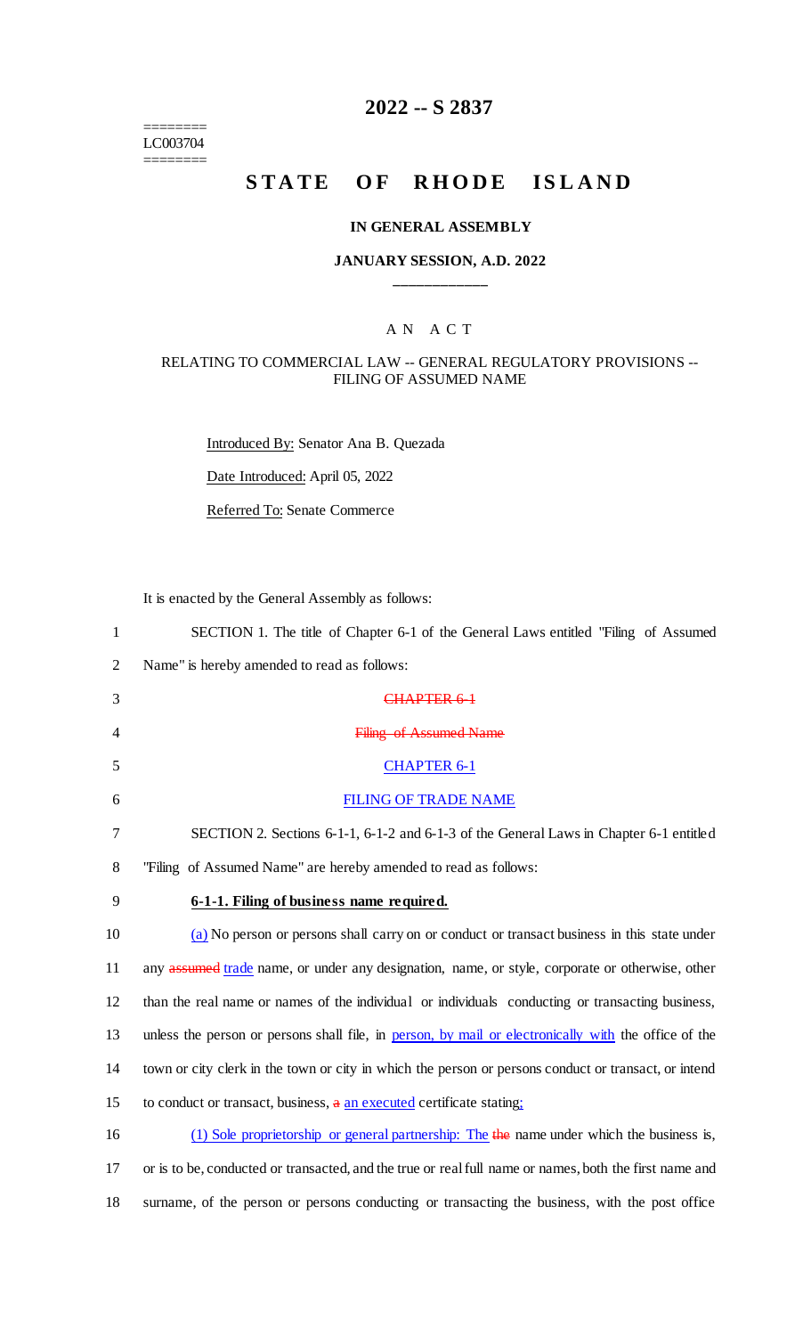========
LC003704
========

# 2022 -- S 2837

# STATE OF RHODE ISLAND

## IN GENERAL ASSEMBLY

## JANUARY SESSION, A.D. 2022

____________

A N A C T

RELATING TO COMMERCIAL LAW -- GENERAL REGULATORY PROVISIONS -- FILING OF ASSUMED NAME

Introduced By: Senator Ana B. Quezada

Date Introduced: April 05, 2022

Referred To: Senate Commerce

It is enacted by the General Assembly as follows:

1 SECTION 1. The title of Chapter 6-1 of the General Laws entitled "Filing of Assumed
2 Name" is hereby amended to read as follows:

3 ~~CHAPTER 6-1~~

4 ~~Filing of Assumed Name~~

5 CHAPTER 6-1

6 FILING OF TRADE NAME

7 SECTION 2. Sections 6-1-1, 6-1-2 and 6-1-3 of the General Laws in Chapter 6-1 entitled
8 "Filing of Assumed Name" are hereby amended to read as follows:

9 **6-1-1. Filing of business name required.**

10 (a) No person or persons shall carry on or conduct or transact business in this state under
11 any ~~assumed~~ trade name, or under any designation, name, or style, corporate or otherwise, other
12 than the real name or names of the individual or individuals conducting or transacting business,
13 unless the person or persons shall file, in person, by mail or electronically with the office of the
14 town or city clerk in the town or city in which the person or persons conduct or transact, or intend
15 to conduct or transact, business, ~~a~~ an executed certificate stating:

16 (1) Sole proprietorship or general partnership: The ~~the~~ name under which the business is,
17 or is to be, conducted or transacted, and the true or real full name or names, both the first name and
18 surname, of the person or persons conducting or transacting the business, with the post office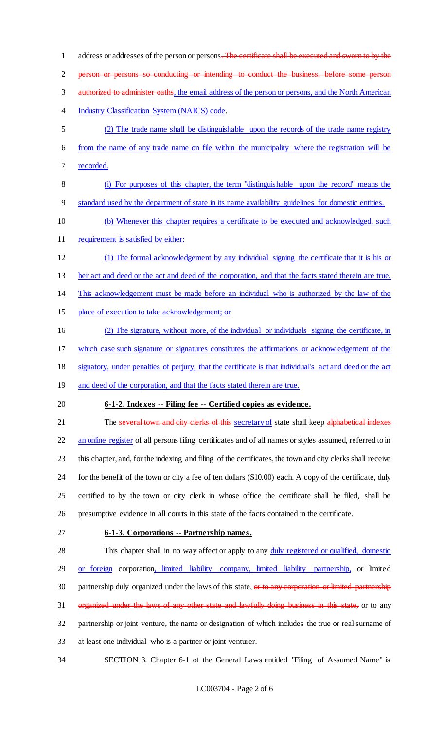address or addresses of the person or persons~~. The certificate shall be executed and sworn to by the person or persons so conducting or intending to conduct the business, before some person authorized to administer oaths~~, the email address of the person or persons, and the North American Industry Classification System (NAICS) code.

(2) The trade name shall be distinguishable upon the records of the trade name registry from the name of any trade name on file within the municipality where the registration will be recorded.

(i) For purposes of this chapter, the term "distinguishable upon the record" means the standard used by the department of state in its name availability guidelines for domestic entities.

(b) Whenever this chapter requires a certificate to be executed and acknowledged, such requirement is satisfied by either:

(1) The formal acknowledgement by any individual signing the certificate that it is his or her act and deed or the act and deed of the corporation, and that the facts stated therein are true. This acknowledgement must be made before an individual who is authorized by the law of the place of execution to take acknowledgement; or

(2) The signature, without more, of the individual or individuals signing the certificate, in which case such signature or signatures constitutes the affirmations or acknowledgement of the signatory, under penalties of perjury, that the certificate is that individual's act and deed or the act and deed of the corporation, and that the facts stated therein are true.

**6-1-2. Indexes -- Filing fee -- Certified copies as evidence.**

The ~~several town and city clerks of this~~ secretary of state shall keep ~~alphabetical indexes~~ an online register of all persons filing certificates and of all names or styles assumed, referred to in this chapter, and, for the indexing and filing of the certificates, the town and city clerks shall receive for the benefit of the town or city a fee of ten dollars ($10.00) each. A copy of the certificate, duly certified to by the town or city clerk in whose office the certificate shall be filed, shall be presumptive evidence in all courts in this state of the facts contained in the certificate.

**6-1-3. Corporations -- Partnership names.**

This chapter shall in no way affect or apply to any duly registered or qualified, domestic or foreign corporation, limited liability company, limited liability partnership, or limited partnership duly organized under the laws of this state, ~~or to any corporation or limited partnership organized under the laws of any other state and lawfully doing business in this state,~~ or to any partnership or joint venture, the name or designation of which includes the true or real surname of at least one individual who is a partner or joint venturer.

SECTION 3. Chapter 6-1 of the General Laws entitled "Filing of Assumed Name" is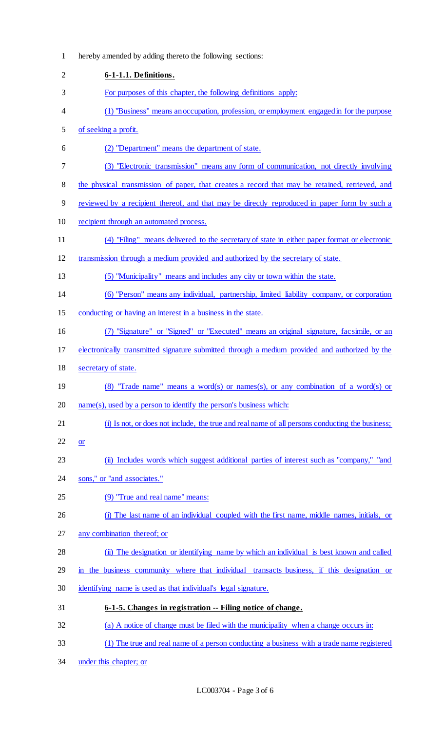hereby amended by adding thereto the following sections:

**6-1-1.1. Definitions.**

For purposes of this chapter, the following definitions apply:

(1) "Business" means an occupation, profession, or employment engaged in for the purpose of seeking a profit.

(2) "Department" means the department of state.

(3) "Electronic transmission" means any form of communication, not directly involving the physical transmission of paper, that creates a record that may be retained, retrieved, and reviewed by a recipient thereof, and that may be directly reproduced in paper form by such a recipient through an automated process.

(4) "Filing" means delivered to the secretary of state in either paper format or electronic transmission through a medium provided and authorized by the secretary of state.

(5) "Municipality" means and includes any city or town within the state.

(6) "Person" means any individual, partnership, limited liability company, or corporation conducting or having an interest in a business in the state.

(7) "Signature" or "Signed" or "Executed" means an original signature, facsimile, or an electronically transmitted signature submitted through a medium provided and authorized by the secretary of state.

(8) "Trade name" means a word(s) or names(s), or any combination of a word(s) or name(s), used by a person to identify the person's business which:

(i) Is not, or does not include, the true and real name of all persons conducting the business; or

(ii) Includes words which suggest additional parties of interest such as "company," "and sons," or "and associates."

(9) "True and real name" means:

(i) The last name of an individual coupled with the first name, middle names, initials, or any combination thereof; or

(ii) The designation or identifying name by which an individual is best known and called in the business community where that individual transacts business, if this designation or identifying name is used as that individual's legal signature.

**6-1-5. Changes in registration -- Filing notice of change.**

(a) A notice of change must be filed with the municipality when a change occurs in:

(1) The true and real name of a person conducting a business with a trade name registered under this chapter; or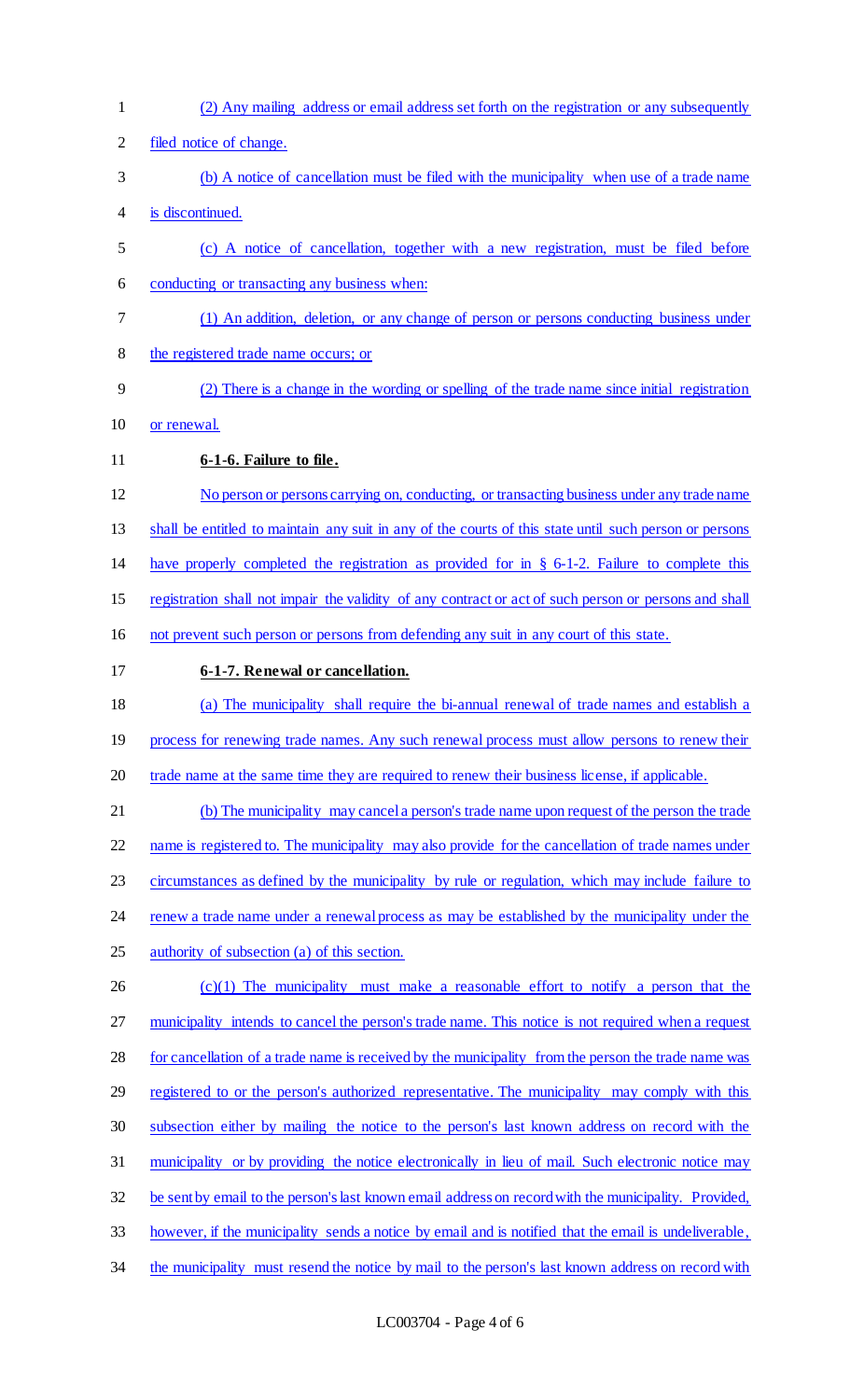(2) Any mailing address or email address set forth on the registration or any subsequently filed notice of change.

(b) A notice of cancellation must be filed with the municipality when use of a trade name is discontinued.

(c) A notice of cancellation, together with a new registration, must be filed before conducting or transacting any business when:

(1) An addition, deletion, or any change of person or persons conducting business under the registered trade name occurs; or

(2) There is a change in the wording or spelling of the trade name since initial registration or renewal.

**6-1-6. Failure to file.**

No person or persons carrying on, conducting, or transacting business under any trade name shall be entitled to maintain any suit in any of the courts of this state until such person or persons have properly completed the registration as provided for in § 6-1-2. Failure to complete this registration shall not impair the validity of any contract or act of such person or persons and shall not prevent such person or persons from defending any suit in any court of this state.

**6-1-7. Renewal or cancellation.**

(a) The municipality shall require the bi-annual renewal of trade names and establish a process for renewing trade names. Any such renewal process must allow persons to renew their trade name at the same time they are required to renew their business license, if applicable.

(b) The municipality may cancel a person's trade name upon request of the person the trade name is registered to. The municipality may also provide for the cancellation of trade names under circumstances as defined by the municipality by rule or regulation, which may include failure to renew a trade name under a renewal process as may be established by the municipality under the authority of subsection (a) of this section.

(c)(1) The municipality must make a reasonable effort to notify a person that the municipality intends to cancel the person's trade name. This notice is not required when a request for cancellation of a trade name is received by the municipality from the person the trade name was registered to or the person's authorized representative. The municipality may comply with this subsection either by mailing the notice to the person's last known address on record with the municipality or by providing the notice electronically in lieu of mail. Such electronic notice may be sent by email to the person's last known email address on record with the municipality. Provided, however, if the municipality sends a notice by email and is notified that the email is undeliverable, the municipality must resend the notice by mail to the person's last known address on record with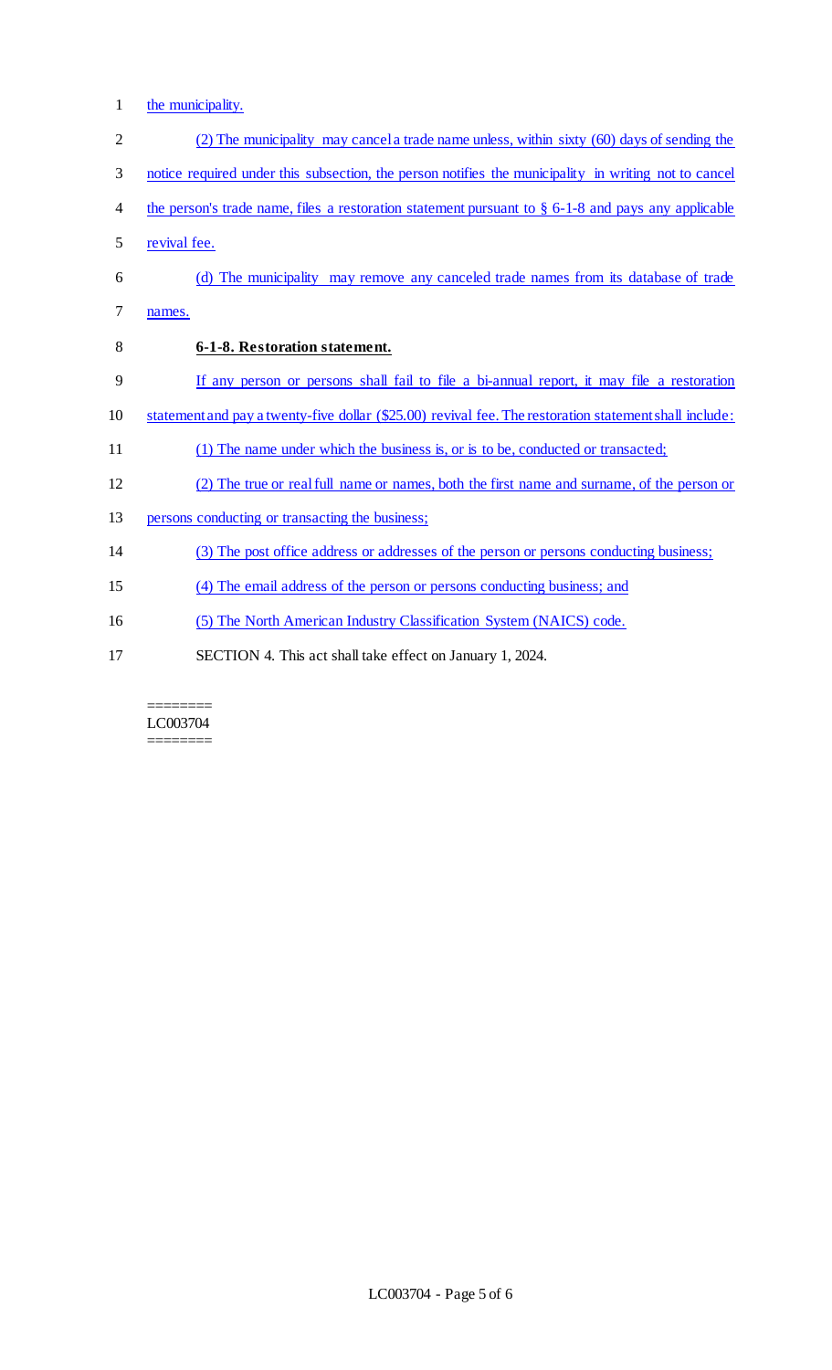the municipality.

(2) The municipality may cancel a trade name unless, within sixty (60) days of sending the notice required under this subsection, the person notifies the municipality in writing not to cancel the person's trade name, files a restoration statement pursuant to § 6-1-8 and pays any applicable revival fee.

(d) The municipality may remove any canceled trade names from its database of trade names.

**6-1-8. Restoration statement.**

If any person or persons shall fail to file a bi-annual report, it may file a restoration statement and pay a twenty-five dollar ($25.00) revival fee. The restoration statement shall include:

(1) The name under which the business is, or is to be, conducted or transacted;

(2) The true or real full name or names, both the first name and surname, of the person or persons conducting or transacting the business;

(3) The post office address or addresses of the person or persons conducting business;

(4) The email address of the person or persons conducting business; and

(5) The North American Industry Classification System (NAICS) code.

SECTION 4. This act shall take effect on January 1, 2024.

========
LC003704
========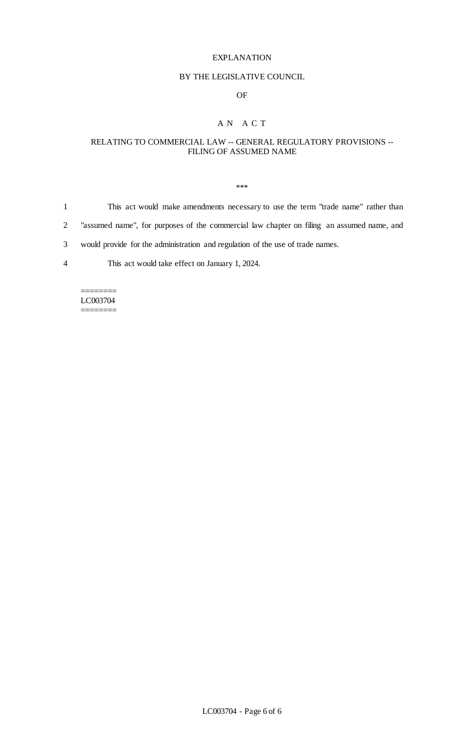EXPLANATION

BY THE LEGISLATIVE COUNCIL

OF

A N   A C T

RELATING TO COMMERCIAL LAW -- GENERAL REGULATORY PROVISIONS -- FILING OF ASSUMED NAME

***

1 This act would make amendments necessary to use the term "trade name" rather than

2 "assumed name", for purposes of the commercial law chapter on filing an assumed name, and

3 would provide for the administration and regulation of the use of trade names.

4 This act would take effect on January 1, 2024.

========
LC003704
========